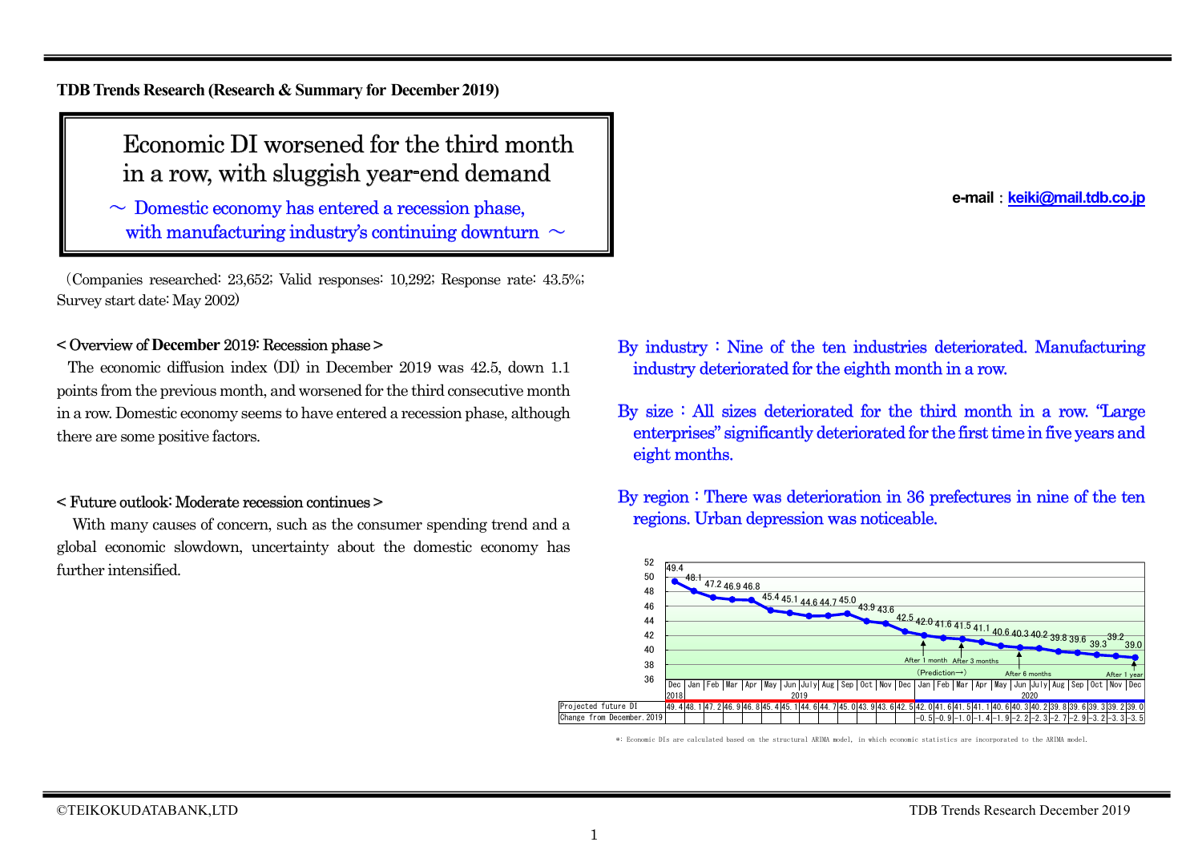**TDB Trends Research (Research & Summary for December 2019)**

# Economic DI worsened for the third month in a row, with sluggish year-end demand

～ Domestic economy has entered a recession phase, with manufacturing industry's continuing downturn ～

e-mail：keiki@mail.tdb.co.jp

（Companies researched: 23,652; Valid responses: 10,292; Response rate: 43.5%; Survey start date: May 2002）

## < Overview of **December** 2019: Recession phase >

The economic diffusion index (DI) in December 2019 was 42.5, down 1.1 points from the previous month, and worsened for the third consecutive month in a row. Domestic economy seems to have entered a recession phase, although there are some positive factors.

## < Future outlook: Moderate recession continues >

With many causes of concern, such as the consumer spending trend and a global economic slowdown, uncertainty about the domestic economy has further intensified.

By industry：Nine of the ten industries deteriorated. Manufacturing industry deteriorated for the eighth month in a row.

By size：All sizes deteriorated for the third month in a row. "Large enterprises" significantly deteriorated for the first time in five years and eight months.

By region：There was deterioration in 36 prefectures in nine of the ten regions. Urban depression was noticeable.

| | Dec 2018 | Jan 2019 | Feb | Mar | Apr | May | Jun | July | Aug | Sep | Oct | Nov | Dec | Jan 2020 | Feb | Mar | Apr | May | Jun | July | Aug | Sep | Oct | Nov | Dec |
|---|---|---|---|---|---|---|---|---|---|---|---|---|---|---|---|---|---|---|---|---|---|---|---|---|---|
| Projected future DI | 49.4 | 48.1 | 47.2 | 46.9 | 46.8 | 45.4 | 45.1 | 44.6 | 44.7 | 45.0 | 43.9 | 43.6 | 42.5 | 42.0 | 41.6 | 41.5 | 41.1 | 40.6 | 40.3 | 40.2 | 39.8 | 39.6 | 39.3 | 39.2 | 39.0 |
| Change from December 2019 | | | | | | | | | | | | | | -0.5 | -0.9 | -1.0 | -1.4 | -1.9 | -2.2 | -2.3 | -2.7 | -2.9 | -3.2 | -3.3 | -3.5 |

(Prediction→) After 1 month, After 3 months, After 6 months, After 1 year

*: Economic DIs are calculated based on the structural ARIMA model, in which economic statistics are incorporated to the ARIMA model.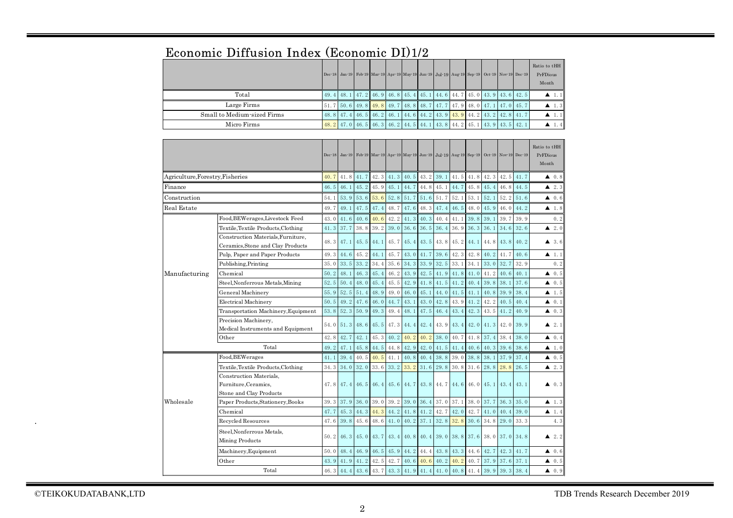# Economic Diffusion Index (Economic DI)1/2

| | Dec-18 | Jan-19 | Feb-19 | Mar-19 | Apr-19 | May-19 | Jun-19 | Jul-19 | Aug-19 | Sep-19 | Oct-19 | Nov-19 | Dec-19 | Ratio to tHH PrFDious Month |
|---|---|---|---|---|---|---|---|---|---|---|---|---|---|---|
| Total | 49.4 | 48.1 | 47.2 | 46.9 | 46.8 | 45.4 | 45.1 | 44.6 | 44.7 | 45.0 | 43.9 | 43.6 | 42.5 | ▲ 1.1 |
| Large Firms | 51.7 | 50.6 | 49.8 | 49.8 | 49.7 | 48.8 | 48.7 | 47.7 | 47.9 | 48.0 | 47.1 | 47.0 | 45.7 | ▲ 1.3 |
| Small to Medium-sized Firms | 48.8 | 47.4 | 46.5 | 46.2 | 46.1 | 44.6 | 44.2 | 43.9 | 43.9 | 44.2 | 43.2 | 42.8 | 41.7 | ▲ 1.1 |
| Micro Firms | 48.2 | 47.0 | 46.5 | 46.3 | 46.2 | 44.5 | 44.1 | 43.8 | 44.2 | 45.1 | 43.9 | 43.5 | 42.1 | ▲ 1.4 |

| | | Dec-18 | Jan-19 | Feb-19 | Mar-19 | Apr-19 | May-19 | Jun-19 | Jul-19 | Aug-19 | Sep-19 | Oct-19 | Nov-19 | Dec-19 | Ratio to tHH PrFDious Month |
|---|---|---|---|---|---|---|---|---|---|---|---|---|---|---|---|
| Agriculture,Forestry,Fisheries | | 40.7 | 41.8 | 41.7 | 42.3 | 41.3 | 40.5 | 43.2 | 39.1 | 41.5 | 41.8 | 42.3 | 42.5 | 41.7 | ▲ 0.8 |
| Finance | | 46.5 | 46.1 | 45.2 | 45.9 | 45.1 | 44.7 | 44.8 | 45.1 | 44.7 | 45.8 | 45.4 | 46.8 | 44.5 | ▲ 2.3 |
| Construction | | 54.1 | 53.9 | 53.6 | 53.6 | 52.8 | 51.7 | 51.6 | 51.7 | 52.1 | 53.1 | 52.1 | 52.2 | 51.6 | ▲ 0.6 |
| Real Estate | | 49.7 | 49.1 | 47.5 | 47.4 | 48.7 | 47.6 | 48.3 | 47.4 | 46.5 | 48.0 | 45.9 | 46.0 | 44.2 | ▲ 1.8 |
| Manufacturing | Food,BEWerages,Livestock Feed | 43.0 | 41.6 | 40.6 | 40.6 | 42.2 | 41.3 | 40.3 | 40.4 | 41.1 | 39.8 | 39.1 | 39.7 | 39.9 | 0.2 |
| | Textile,Textile Products,Clothing | 41.3 | 37.7 | 38.8 | 39.2 | 39.0 | 36.6 | 36.5 | 36.4 | 36.9 | 36.3 | 36.1 | 34.6 | 32.6 | ▲ 2.0 |
| | Construction Materials,Furniture, Ceramics,Stone and Clay Products | 48.3 | 47.1 | 45.5 | 44.1 | 45.7 | 45.4 | 43.5 | 43.8 | 45.2 | 44.1 | 44.8 | 43.8 | 40.2 | ▲ 3.6 |
| | Pulp, Paper and Paper Products | 49.3 | 44.6 | 45.2 | 44.1 | 45.7 | 43.0 | 41.7 | 39.6 | 42.3 | 42.8 | 40.2 | 41.7 | 40.6 | ▲ 1.1 |
| | Publishing,Printing | 35.0 | 33.5 | 33.2 | 34.4 | 35.6 | 34.3 | 33.9 | 32.5 | 33.1 | 34.1 | 33.0 | 32.7 | 32.9 | 0.2 |
| | Chemical | 50.2 | 48.1 | 46.3 | 45.4 | 46.2 | 43.9 | 42.5 | 41.9 | 41.8 | 41.0 | 41.2 | 40.6 | 40.1 | ▲ 0.5 |
| | Steel,Nonferrous Metals,Mining | 52.5 | 50.4 | 48.0 | 45.4 | 45.5 | 42.9 | 41.8 | 41.5 | 41.2 | 40.4 | 39.8 | 38.1 | 37.6 | ▲ 0.5 |
| | General Machinery | 55.9 | 52.5 | 51.4 | 48.9 | 49.0 | 46.0 | 45.1 | 44.0 | 41.5 | 41.1 | 40.8 | 39.9 | 38.4 | ▲ 1.5 |
| | Electrical Machinery | 50.5 | 49.2 | 47.6 | 46.0 | 44.7 | 43.1 | 43.0 | 42.8 | 43.9 | 41.2 | 42.2 | 40.5 | 40.4 | ▲ 0.1 |
| | Transportation Machinery,Equipment | 53.8 | 52.3 | 50.9 | 49.3 | 49.4 | 48.1 | 47.5 | 46.4 | 43.4 | 42.3 | 43.5 | 41.2 | 40.9 | ▲ 0.3 |
| | Precision Machinery, Medical Instruments and Equipment | 54.0 | 51.3 | 48.6 | 45.5 | 47.3 | 44.4 | 42.4 | 43.9 | 43.4 | 42.0 | 41.3 | 42.0 | 39.9 | ▲ 2.1 |
| | Other | 42.8 | 42.7 | 42.1 | 45.3 | 40.2 | 40.2 | 40.2 | 38.0 | 40.7 | 41.8 | 37.4 | 38.4 | 38.0 | ▲ 0.4 |
| | Total | 49.2 | 47.1 | 45.8 | 44.5 | 44.8 | 42.9 | 42.0 | 41.5 | 41.4 | 40.6 | 40.3 | 39.6 | 38.6 | ▲ 1.0 |
| Wholesale | Food,BEWerages | 41.1 | 39.4 | 40.5 | 40.5 | 41.1 | 40.8 | 40.4 | 38.8 | 39.0 | 38.8 | 38.1 | 37.9 | 37.4 | ▲ 0.5 |
| | Textile,Textile Products,Clothing | 34.3 | 34.0 | 32.0 | 33.6 | 33.2 | 33.2 | 31.6 | 29.8 | 30.8 | 31.6 | 28.8 | 28.8 | 26.5 | ▲ 2.3 |
| | Construction Materials, Furniture,Ceramics, Stone and Clay Products | 47.8 | 47.4 | 46.5 | 46.4 | 45.6 | 44.7 | 43.8 | 44.7 | 44.6 | 46.0 | 45.1 | 43.4 | 43.1 | ▲ 0.3 |
| | Paper Products,Stationery,Books | 39.3 | 37.9 | 36.0 | 39.0 | 39.2 | 39.0 | 36.4 | 37.0 | 37.1 | 38.0 | 37.7 | 36.3 | 35.0 | ▲ 1.3 |
| | Chemical | 47.7 | 45.3 | 44.3 | 44.3 | 44.2 | 41.8 | 41.2 | 42.7 | 42.0 | 42.7 | 41.0 | 40.4 | 39.0 | ▲ 1.4 |
| | Recycled Resources | 47.6 | 39.8 | 45.6 | 48.6 | 41.0 | 40.2 | 37.1 | 32.8 | 32.8 | 30.6 | 34.8 | 29.0 | 33.3 | 4.3 |
| | Steel,Nonferrous Metals, Mining Products | 50.2 | 46.3 | 45.0 | 43.7 | 43.4 | 40.8 | 40.4 | 39.0 | 38.8 | 37.6 | 38.0 | 37.0 | 34.8 | ▲ 2.2 |
| | Machinery,Equipment | 50.0 | 48.4 | 46.9 | 46.5 | 45.9 | 44.2 | 44.4 | 43.8 | 43.3 | 44.6 | 42.7 | 42.3 | 41.7 | ▲ 0.6 |
| | Other | 43.9 | 41.9 | 41.2 | 42.5 | 42.7 | 40.6 | 40.6 | 40.2 | 40.2 | 40.7 | 37.9 | 37.6 | 37.1 | ▲ 0.5 |
| | Total | 46.3 | 44.4 | 43.6 | 43.7 | 43.3 | 41.9 | 41.4 | 41.0 | 40.8 | 41.4 | 39.9 | 39.3 | 38.4 | ▲ 0.9 |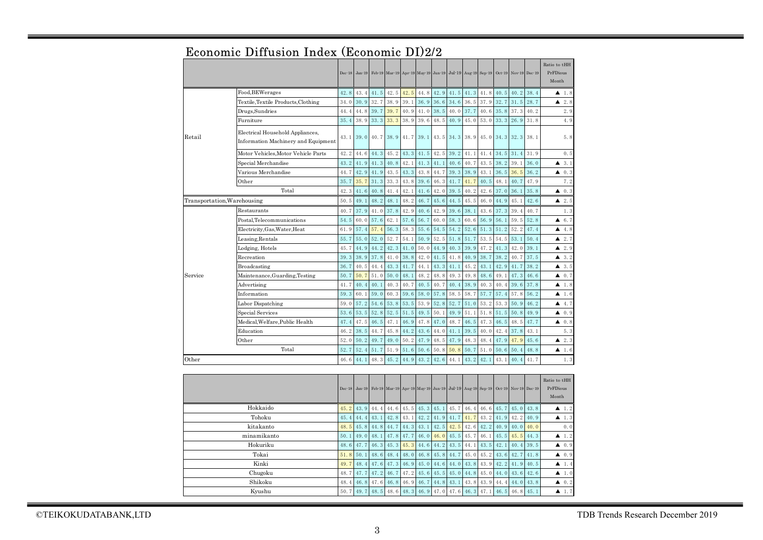# Economic Diffusion Index (Economic DI)2/2

| | | Dec-18 | Jan-19 | Feb-19 | Mar-19 | Apr-19 | May-19 | Jun-19 | Jul-19 | Aug-19 | Sep-19 | Oct-19 | Nov-19 | Dec-19 | Ratio to tHH PrFDious Month |
|---|---|---|---|---|---|---|---|---|---|---|---|---|---|---|---|
| Retail | Food,BEWerages | 42.8 | 43.4 | 41.5 | 42.5 | 42.5 | 44.8 | 42.9 | 41.5 | 41.3 | 41.8 | 40.5 | 40.2 | 38.4 | ▲ 1.8 |
| | Textile,Textile Products,Clothing | 34.0 | 30.9 | 32.7 | 38.9 | 39.1 | 36.9 | 36.6 | 34.6 | 36.5 | 37.9 | 32.7 | 31.5 | 28.7 | ▲ 2.8 |
| | Drugs,Sundries | 44.4 | 44.8 | 39.7 | 39.7 | 40.9 | 41.0 | 38.5 | 40.0 | 37.7 | 40.6 | 35.8 | 37.3 | 40.2 | 2.9 |
| | Furniture | 35.4 | 38.9 | 33.3 | 33.3 | 38.9 | 39.6 | 48.5 | 40.9 | 45.0 | 53.0 | 33.3 | 26.9 | 31.8 | 4.9 |
| | Electrical Household Appliances, Information Machinery and Equipment | 43.1 | 39.0 | 40.7 | 38.9 | 41.7 | 39.1 | 43.5 | 34.3 | 38.9 | 45.0 | 34.3 | 32.3 | 38.1 | 5.8 |
| | Motor Vehicles,Motor Vehicle Parts | 42.2 | 44.6 | 44.3 | 45.2 | 43.3 | 41.5 | 42.5 | 39.2 | 41.1 | 41.4 | 34.5 | 31.4 | 31.9 | 0.5 |
| | Special Merchandise | 43.2 | 41.9 | 41.3 | 40.8 | 42.1 | 41.3 | 41.1 | 40.6 | 40.7 | 43.5 | 38.2 | 39.1 | 36.0 | ▲ 3.1 |
| | Various Merchandise | 44.7 | 42.9 | 41.9 | 43.5 | 43.3 | 43.8 | 44.7 | 39.3 | 38.9 | 43.1 | 36.5 | 36.5 | 36.2 | ▲ 0.3 |
| | Other | 35.7 | 35.7 | 31.3 | 33.3 | 43.8 | 39.6 | 46.3 | 41.7 | 41.7 | 40.5 | 48.1 | 40.7 | 47.9 | 7.2 |
| | Total | 42.3 | 41.6 | 40.8 | 41.4 | 42.1 | 41.6 | 42.0 | 39.5 | 40.2 | 42.6 | 37.0 | 36.1 | 35.8 | ▲ 0.3 |
| Transportation,Warehousing | | 50.5 | 49.1 | 48.2 | 48.1 | 48.2 | 46.7 | 45.6 | 44.5 | 45.5 | 46.0 | 44.9 | 45.1 | 42.6 | ▲ 2.5 |
| Service | Restaurants | 40.7 | 37.9 | 41.0 | 37.8 | 42.9 | 40.6 | 42.9 | 39.6 | 38.1 | 43.6 | 37.3 | 39.4 | 40.7 | 1.3 |
| | Postal,Telecommunications | 54.5 | 60.0 | 57.6 | 62.1 | 57.6 | 56.7 | 60.0 | 58.3 | 60.6 | 56.9 | 56.1 | 59.5 | 52.8 | ▲ 6.7 |
| | Electricity,Gas,Water,Heat | 61.9 | 57.4 | 57.4 | 56.3 | 58.3 | 55.6 | 54.5 | 54.2 | 52.6 | 51.3 | 51.2 | 52.2 | 47.4 | ▲ 4.8 |
| | Leasing,Rentals | 55.7 | 55.0 | 52.0 | 52.7 | 54.1 | 50.9 | 52.5 | 51.8 | 51.7 | 53.5 | 54.5 | 53.1 | 50.4 | ▲ 2.7 |
| | Lodging, Hotels | 45.7 | 44.9 | 44.2 | 42.3 | 41.0 | 50.0 | 44.9 | 40.3 | 39.9 | 47.2 | 41.3 | 42.0 | 39.1 | ▲ 2.9 |
| | Recreation | 39.3 | 38.9 | 37.8 | 41.0 | 38.8 | 42.0 | 41.5 | 41.8 | 40.9 | 38.7 | 38.2 | 40.7 | 37.5 | ▲ 3.2 |
| | Broadcasting | 36.7 | 40.5 | 44.4 | 43.3 | 41.7 | 44.1 | 43.3 | 41.1 | 45.2 | 43.1 | 42.9 | 41.7 | 38.2 | ▲ 3.5 |
| | Maintenance,Guarding,Testing | 50.7 | 50.7 | 51.0 | 50.0 | 48.1 | 48.2 | 48.8 | 49.3 | 49.8 | 48.6 | 49.1 | 47.3 | 46.6 | ▲ 0.7 |
| | Advertising | 41.7 | 40.4 | 40.1 | 40.3 | 40.7 | 40.5 | 40.7 | 40.4 | 38.9 | 40.3 | 40.4 | 39.6 | 37.8 | ▲ 1.8 |
| | Information | 59.3 | 60.1 | 59.0 | 60.3 | 59.6 | 58.0 | 57.8 | 58.5 | 58.7 | 57.7 | 57.4 | 57.8 | 56.2 | ▲ 1.6 |
| | Labor Dispatching | 59.0 | 57.2 | 54.6 | 53.8 | 53.5 | 53.9 | 52.8 | 52.7 | 51.0 | 53.2 | 53.3 | 50.9 | 46.2 | ▲ 4.7 |
| | Special Services | 53.6 | 53.5 | 52.8 | 52.5 | 51.5 | 49.5 | 50.1 | 49.9 | 51.1 | 51.8 | 51.5 | 50.8 | 49.9 | ▲ 0.9 |
| | Medical,Welfare,Public Health | 47.4 | 47.5 | 46.5 | 47.1 | 46.9 | 47.8 | 47.0 | 48.7 | 46.5 | 47.3 | 46.5 | 48.5 | 47.7 | ▲ 0.8 |
| | Education | 46.2 | 38.5 | 44.7 | 45.8 | 44.2 | 43.6 | 44.0 | 41.1 | 39.5 | 40.0 | 42.4 | 37.8 | 43.1 | 5.3 |
| | Other | 52.0 | 50.2 | 49.7 | 49.0 | 50.2 | 47.9 | 48.5 | 47.9 | 48.3 | 48.4 | 47.9 | 47.9 | 45.6 | ▲ 2.3 |
| | Total | 52.7 | 52.4 | 51.7 | 51.9 | 51.6 | 50.6 | 50.8 | 50.8 | 50.7 | 51.0 | 50.6 | 50.4 | 48.8 | ▲ 1.6 |
| Other | | 46.6 | 44.1 | 48.3 | 45.2 | 44.9 | 43.2 | 42.6 | 44.1 | 43.2 | 42.1 | 43.1 | 40.4 | 41.7 | 1.3 |

| | Dec-18 | Jan-19 | Feb-19 | Mar-19 | Apr-19 | May-19 | Jun-19 | Jul-19 | Aug-19 | Sep-19 | Oct-19 | Nov-19 | Dec-19 | Ratio to tHH PrFDious Month |
|---|---|---|---|---|---|---|---|---|---|---|---|---|---|---|
| Hokkaido | 45.2 | 43.9 | 44.4 | 44.6 | 45.5 | 45.3 | 45.1 | 45.7 | 46.4 | 46.6 | 45.7 | 45.0 | 43.8 | ▲ 1.2 |
| Tohoku | 45.4 | 44.4 | 43.1 | 42.8 | 43.1 | 42.2 | 41.9 | 41.7 | 41.7 | 43.2 | 41.9 | 42.2 | 40.9 | ▲ 1.3 |
| kitakanto | 48.5 | 45.8 | 44.8 | 44.7 | 44.3 | 43.1 | 42.5 | 42.5 | 42.6 | 42.2 | 40.9 | 40.0 | 40.0 | 0.0 |
| minamikanto | 50.1 | 49.0 | 48.1 | 47.8 | 47.7 | 46.0 | 46.0 | 45.5 | 45.7 | 46.1 | 45.5 | 45.5 | 44.3 | ▲ 1.2 |
| Hokuriku | 48.6 | 47.7 | 46.3 | 45.3 | 45.3 | 44.6 | 44.2 | 43.5 | 44.1 | 43.5 | 42.1 | 40.4 | 39.5 | ▲ 0.9 |
| Tokai | 51.8 | 50.1 | 48.6 | 48.4 | 48.0 | 46.8 | 45.8 | 44.7 | 45.0 | 45.2 | 43.6 | 42.7 | 41.8 | ▲ 0.9 |
| Kinki | 49.7 | 48.4 | 47.6 | 47.3 | 46.9 | 45.0 | 44.6 | 44.0 | 43.8 | 43.9 | 42.2 | 41.9 | 40.5 | ▲ 1.4 |
| Chugoku | 48.7 | 47.7 | 47.2 | 46.7 | 47.2 | 45.6 | 45.5 | 45.0 | 44.8 | 45.0 | 44.0 | 43.6 | 42.6 | ▲ 1.0 |
| Shikoku | 48.4 | 46.8 | 47.6 | 46.8 | 46.9 | 46.7 | 44.8 | 43.1 | 43.8 | 43.9 | 44.4 | 44.0 | 43.8 | ▲ 0.2 |
| Kyushu | 50.7 | 49.7 | 48.5 | 48.6 | 48.3 | 46.9 | 47.0 | 47.6 | 46.3 | 47.1 | 46.5 | 46.8 | 45.1 | ▲ 1.7 |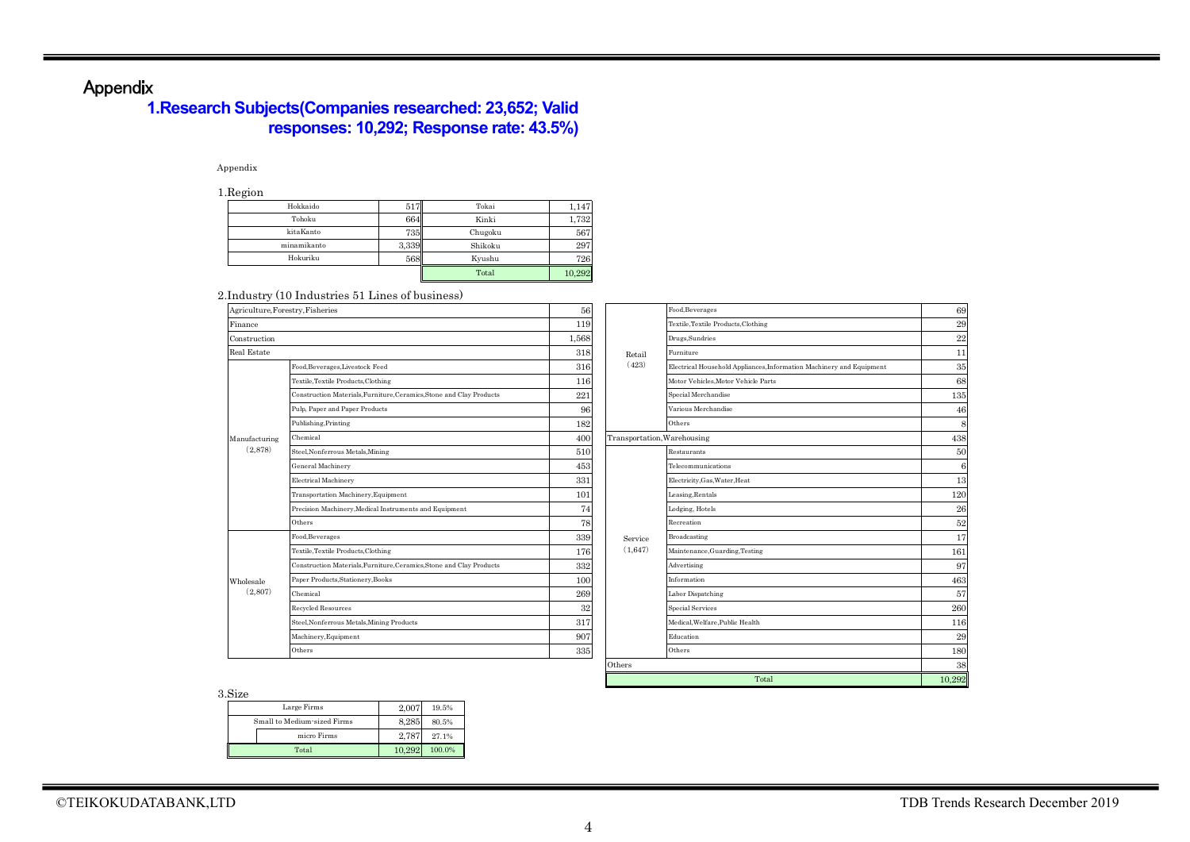# Appendix

## 1.Research Subjects(Companies researched: 23,652; Valid responses: 10,292; Response rate: 43.5%)

Appendix

1.Region

| Region | Count | Region | Count |
|---|---|---|---|
| Hokkaido | 517 | Tokai | 1,147 |
| Tohoku | 664 | Kinki | 1,732 |
| kitaKanto | 735 | Chugoku | 567 |
| minamikanto | 3,339 | Shikoku | 297 |
| Hokuriku | 568 | Kyushu | 726 |
| | | Total | 10,292 |

2.Industry (10 Industries 51 Lines of business)

| Industry | Line of business | Count |
|---|---|---|
| Agriculture,Forestry,Fisheries | | 56 |
| Finance | | 119 |
| Construction | | 1,568 |
| Real Estate | | 318 |
| Manufacturing (2,878) | Food,Beverages,Livestock Feed | 316 |
| | Textile,Textile Products,Clothing | 116 |
| | Construction Materials,Furniture,Ceramics,Stone and Clay Products | 221 |
| | Pulp, Paper and Paper Products | 96 |
| | Publishing,Printing | 182 |
| | Chemical | 400 |
| | Steel,Nonferrous Metals,Mining | 510 |
| | General Machinery | 453 |
| | Electrical Machinery | 331 |
| | Transportation Machinery,Equipment | 101 |
| | Precision Machinery,Medical Instruments and Equipment | 74 |
| | Others | 78 |
| Wholesale (2,807) | Food,Beverages | 339 |
| | Textile,Textile Products,Clothing | 176 |
| | Construction Materials,Furniture,Ceramics,Stone and Clay Products | 332 |
| | Paper Products,Stationery,Books | 100 |
| | Chemical | 269 |
| | Recycled Resources | 32 |
| | Steel,Nonferrous Metals,Mining Products | 317 |
| | Machinery,Equipment | 907 |
| | Others | 335 |
| Retail (423) | Food,Beverages | 69 |
| | Textile,Textile Products,Clothing | 29 |
| | Drugs,Sundries | 22 |
| | Furniture | 11 |
| | Electrical Household Appliances,Information Machinery and Equipment | 35 |
| | Motor Vehicles,Motor Vehicle Parts | 68 |
| | Special Merchandise | 135 |
| | Various Merchandise | 46 |
| | Others | 8 |
| Transportation,Warehousing | | 438 |
| Service (1,647) | Restaurants | 50 |
| | Telecommunications | 6 |
| | Electricity,Gas,Water,Heat | 13 |
| | Leasing,Rentals | 120 |
| | Lodging, Hotels | 26 |
| | Recreation | 52 |
| | Broadcasting | 17 |
| | Maintenance,Guarding,Testing | 161 |
| | Advertising | 97 |
| | Information | 463 |
| | Labor Dispatching | 57 |
| | Special Services | 260 |
| | Medical,Welfare,Public Health | 116 |
| | Education | 29 |
| | Others | 180 |
| Others | | 38 |
| Total | | 10,292 |

3.Size

| Size | Count | Share |
|---|---|---|
| Large Firms | 2,007 | 19.5% |
| Small to Medium-sized Firms | 8,285 | 80.5% |
| micro Firms | 2,787 | 27.1% |
| Total | 10,292 | 100.0% |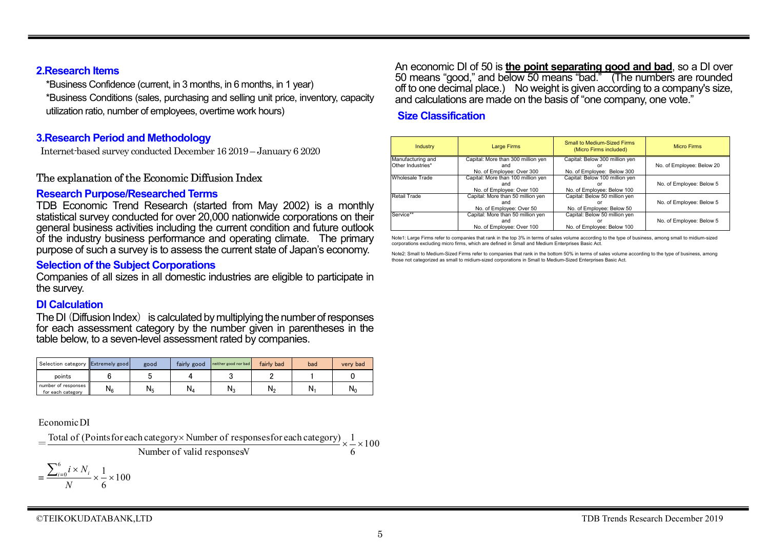## 2.Research Items

*Business Confidence (current, in 3 months, in 6 months, in 1 year)

*Business Conditions (sales, purchasing and selling unit price, inventory, capacity utilization ratio, number of employees, overtime work hours)

## 3.Research Period and Methodology

Internet-based survey conducted December 16 2019 – January 6 2020

## The explanation of the Economic Diffusion Index

### Research Purpose/Researched Terms

TDB Economic Trend Research (started from May 2002) is a monthly statistical survey conducted for over 20,000 nationwide corporations on their general business activities including the current condition and future outlook of the industry business performance and operating climate. The primary purpose of such a survey is to assess the current state of Japan's economy.

### Selection of the Subject Corporations

Companies of all sizes in all domestic industries are eligible to participate in the survey.

### DI Calculation

The DI (Diffusion Index) is calculated by multiplying the number of responses for each assessment category by the number given in parentheses in the table below, to a seven-level assessment rated by companies.

| Selection category | Extremely good | good | fairly good | neither good nor bad | fairly bad | bad | very bad |
|---|---|---|---|---|---|---|---|
| points | 6 | 5 | 4 | 3 | 2 | 1 | 0 |
| number of responses for each category | $N_6$ | $N_5$ | $N_4$ | $N_3$ | $N_2$ | $N_1$ | $N_0$ |

Economic DI

$$= \frac{\text{Total of (Points for each category} \times \text{Number of responses for each category)}}{\text{Number of valid responses } N} \times \frac{1}{6} \times 100$$

$$\equiv \frac{\sum_{i=0}^{6} i \times N_i}{N} \times \frac{1}{6} \times 100$$

An economic DI of 50 is **the point separating good and bad**, so a DI over 50 means "good," and below 50 means "bad." (The numbers are rounded off to one decimal place.) No weight is given according to a company's size, and calculations are made on the basis of "one company, one vote."

### Size Classification

| Industry | Large Firms | Small to Medium-Sized Firms (Micro Firms included) | Micro Firms |
|---|---|---|---|
| Manufacturing and Other Industries* | Capital: More than 300 million yen and No. of Employee: Over 300 | Capital: Below 300 million yen or No. of Employee: Below 300 | No. of Employee: Below 20 |
| Wholesale Trade | Capital: More than 100 million yen and No. of Employee: Over 100 | Capital: Below 100 million yen or No. of Employee: Below 100 | No. of Employee: Below 5 |
| Retail Trade | Capital: More than 50 million yen and No. of Employee: Over 50 | Capital: Below 50 million yen or No. of Employee: Below 50 | No. of Employee: Below 5 |
| Service** | Capital: More than 50 million yen and No. of Employee: Over 100 | Capital: Below 50 million yen or No. of Employee: Below 100 | No. of Employee: Below 5 |

Note1: Large Firms refer to companies that rank in the top 3% in terms of sales volume according to the type of business, among small to midium-sized corporations excluding micro firms, which are defined in Small and Medium Enterprises Basic Act.

Note2: Small to Medium-Sized Firms refer to companies that rank in the bottom 50% in terms of sales volume according to the type of business, among those not categorized as small to midium-sized corporations in Small to Medium-Sized Enterprises Basic Act.